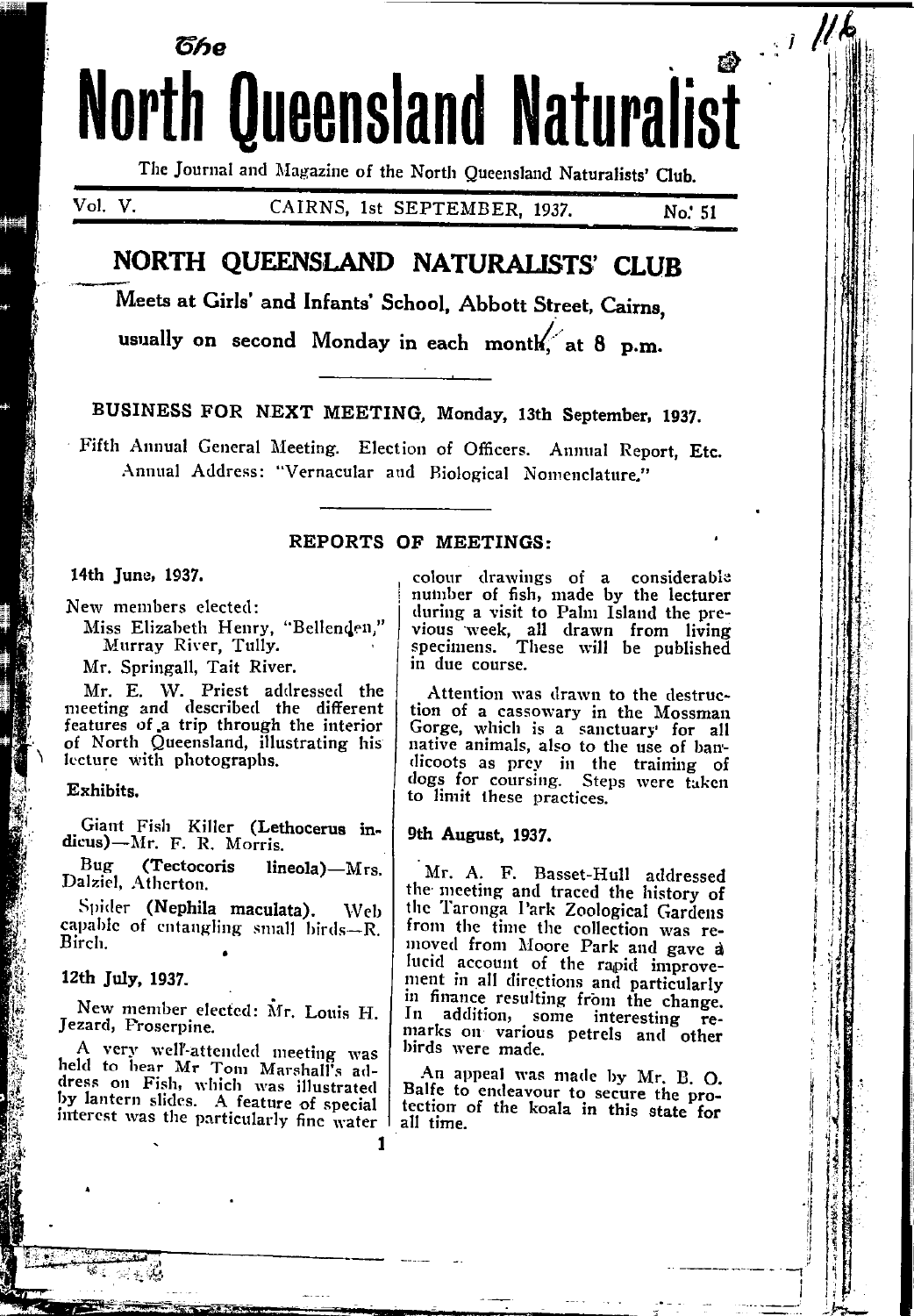# The North Queensland Naturalist

The Journal and Magazine of the North Queensland Naturalists' Club.

Vol. V. CAIRNS, 1st SEPTEMBER, 1937. No. 51

## NORTH QUEENSLAND NATURALISTS' CLUB

Meets at Girls' and Infants' School, Abbott Street, Cairns, usually on second Monday in each month, at 8 p.m.

---

BUSINESS FOR NEXT MEETING, Monday, 13th September, 1937.

Fifth Annual General Meeting. Election of Officers. Annual Report, Etc. Annual Address: "Vernacular and Biological Nomenclature."

---

### REPORTS OF MEETINGS:

**14th June, 1937.**

New members elected:

Miss Elizabeth Henry, "Bellenden," Murray River, Tully.

Mr. Springall, Tait River.

Mr. E. W. Priest addressed the meeting and described the different features of a trip through the interior of North Queensland, illustrating his lecture with photographs.

**Exhibits.**

Giant Fish Killer (**Lethocerus indicus**)—Mr. F. R. Morris.

Bug (**Tectocoris lineola**)—Mrs. Dalziel, Atherton.

Spider (**Nephila maculata**). Web capable of entangling small birds—R. Birch.

**12th July, 1937.**

New member elected: Mr. Louis H. Jezard, Proserpine.

A very well-attended meeting was held to hear Mr Tom Marshall's address on Fish, which was illustrated by lantern slides. A feature of special interest was the particularly fine water colour drawings of a considerable number of fish, made by the lecturer during a visit to Palm Island the previous week, all drawn from living specimens. These will be published in due course.

Attention was drawn to the destruction of a cassowary in the Mossman Gorge, which is a sanctuary for all native animals, also to the use of bandicoots as prey in the training of dogs for coursing. Steps were taken to limit these practices.

**9th August, 1937.**

Mr. A. F. Basset-Hull addressed the meeting and traced the history of the Taronga Park Zoological Gardens from the time the collection was removed from Moore Park and gave a lucid account of the rapid improvement in all directions and particularly in finance resulting from the change. In addition, some interesting remarks on various petrels and other birds were made.

An appeal was made by Mr. B. O. Balfe to endeavour to secure the protection of the koala in this state for all time.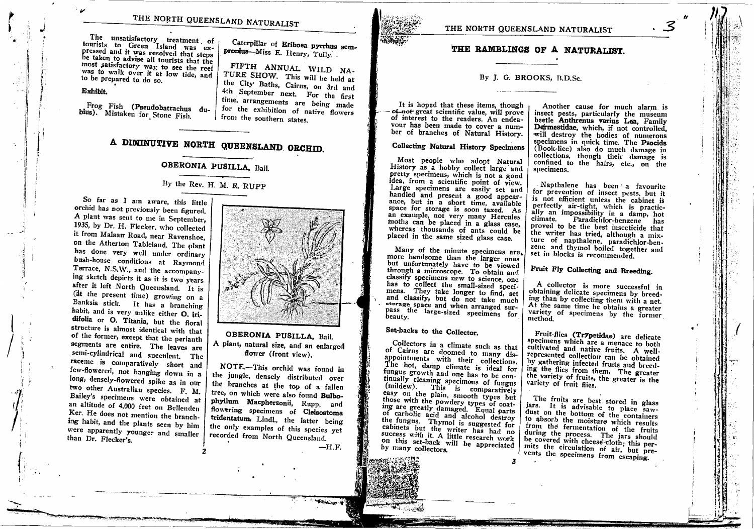The unsatisfactory treatment of tourists to Green Island was expressed and it was resolved that steps be taken to advise all tourists that the most satisfactory way to see the reef was to walk over it at low tide, and to be prepared to do so.

**Exhibit.**

Frog Fish (**Pseudobatrachus dubius**). Mistaken for Stone Fish.

Caterpillar of **Eriboea pyrrhus sempronius**—Miss E. Henry, Tully.

FIFTH ANNUAL WILD NATURE SHOW. This will be held at the City Baths, Cairns, on 3rd and 4th September next. For the first time, arrangements are being made for the exhibition of native flowers from the southern states.

## A DIMINUTIVE NORTH QUEENSLAND ORCHID.

### OBERONIA PUSILLA, Bail.

By the Rev. H. M. R. RUPP

So far as I am aware, this little orchid has not previously been figured. A plant was sent to me in September, 1935, by Dr. H. Flecker, who collected it from Malaan Road, near Ravenshoe, on the Atherton Tableland. The plant has done very well under ordinary bush-house conditions at Raymond Terrace, N.S.W., and the accompanying sketch depicts it as it is two years after it left North Queensland. It is (at the present time) growing on a Banksia stick. It has a branching habit, and is very unlike either **O. iridifolia** or **O. Titania**, but the floral structure is almost identical with that of the former, except that the perianth segments are entire. The leaves are semi-cylindrical and succulent. The raceme is comparatively short and few-flowered, not hanging down in a long, densely-flowered spike as in our two other Australian species. F. M. Bailey's specimens were obtained at an altitude of 4,000 feet on Bellenden Ker. He does not mention the branching habit, and the plants seen by him were apparently younger and smaller than Dr. Flecker's.

OBERONIA PUSILLA, Bail.
A plant, natural size, and an enlarged flower (front view).

NOTE.—This orchid was found in the jungle, densely distributed over the branches at the top of a fallen tree, on which were also found **Bulbophyllum Macphersonii**, Rupp, and flowering specimens of **Cleisostoma tridentatum**, Lindl., the latter being the only examples of this species yet recorded from North Queensland.

—H.F.

## THE RAMBLINGS OF A NATURALIST.

By J. G. BROOKS, B.D.Sc.

It is hoped that these items, though ~~of not~~ great scientific value, will prove of interest to the readers. An endeavour has been made to cover a number of branches of Natural History.

### Collecting Natural History Specimens

Most people who adopt Natural History as a hobby collect large and pretty specimens, which is not a good idea, from a scientific point of view. Large specimens are easily set and handled and present a good appearance, but in a short time, available space for storage is soon taxed. As an example, not very many Hercules moths can be placed in a glass case, whereas thousands of ants could be placed in the same sized glass case.

Many of the minute specimens are more handsome than the larger ones but unfortunately have to be viewed through a microscope. To obtain and classify specimens new to science, one has to collect the small-sized specimens. They take longer to find, set and classify, but do not take much storage space and when arranged surpass the large-sized specimens for beauty.

### Set-backs to the Collector.

Collectors in a climate such as that of Cairns are doomed to many disappointments with their collections. The hot, damp climate is ideal for fungus growth and one has to be continually cleaning specimens of fungus (mildew). This is comparatively easy on the plain, smooth types but those with the powdery types of coating are greatly damaged. Equal parts of carbolic acid and alcohol destroy the fungus. Thymol is suggested for cabinets but the writer has had no success with it. A little research work on this set-back will be appreciated by many collectors.

Another cause for much alarm is insect pests, particularly the museum beetle **Anthrenus varius Lea**, Family **Dermestidae**, which, if not controlled, will destroy the bodies of numerous specimens in quick time. The **Psocids** (Book-lice) also do much damage in collections, though their damage is confined to the hairs, etc., on the specimens.

Napthalene has been a favourite for prevention of insect pests, but it is not efficient unless the cabinet is perfectly air-tight, which is practically an impossibility in a damp, hot climate. Paradichlor-benzene has proved to be the best inscticide that the writer has tried, although a mixture of napthalene, paradichlor-benzene and thymol boiled together and set in blocks is recommended.

### Fruit Fly Collecting and Breeding.

A collector is more successful in obtaining delicate specimens by breeding than by collecting them with a net. At the same time he obtains a greater variety of specimens by the former method.

Fruit-flies (**Trypetidae**) are delicate specimens which are a menace to both cultivated and native fruits. A well-represented collection can be obtained by gathering infected fruits and breeding the flies from them. The greater the variety of fruits, the greater is the variety of fruit flies.

The fruits are best stored in glass jars. It is advisable to place sawdust on the bottom of the containers to absorb the moisture which results from the fermentation of the fruits during the process. The jars should be covered with cheese-cloth; this permits the circulation of air, but prevents the specimens from escaping.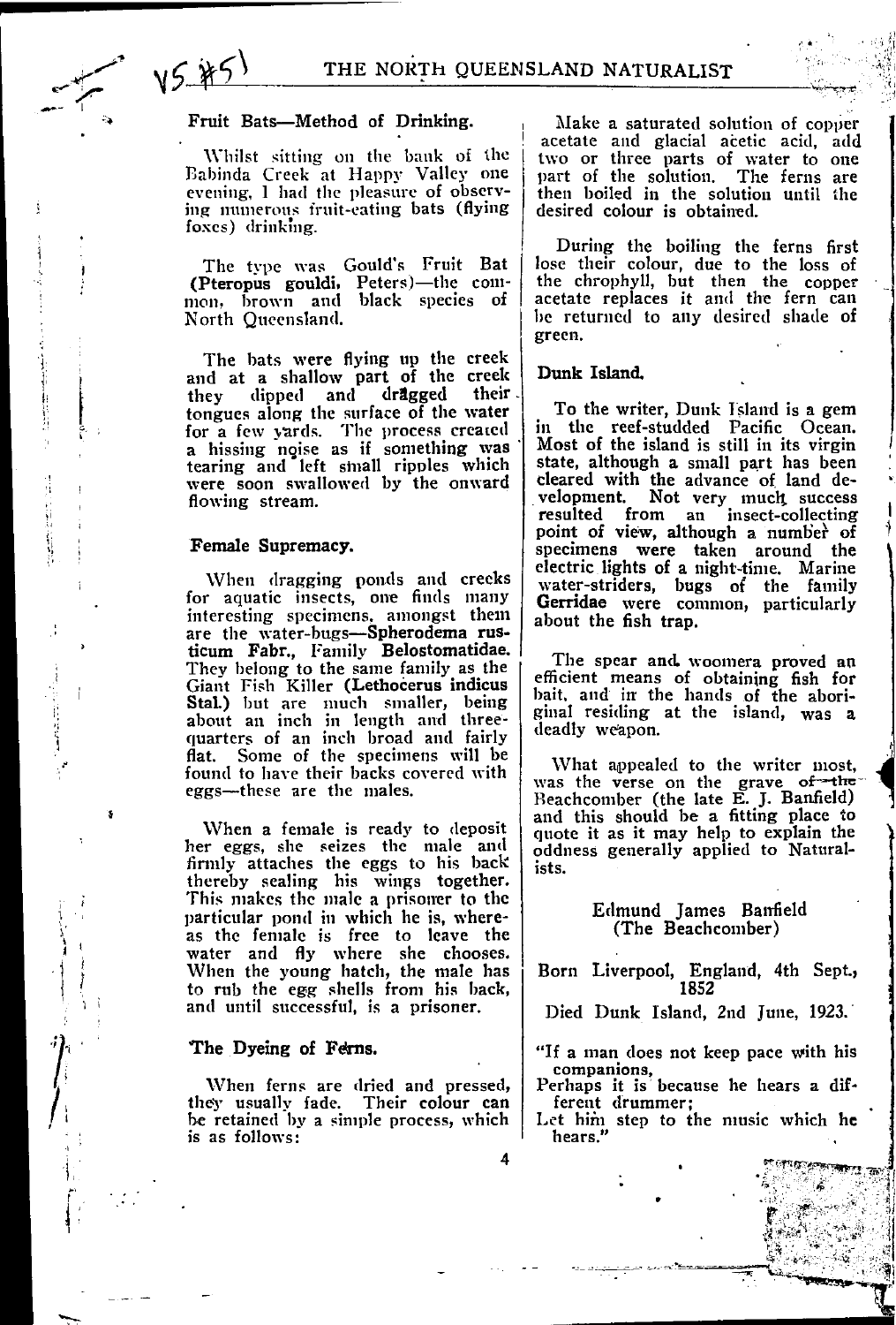### Fruit Bats—Method of Drinking.

Whilst sitting on the bank of the Babinda Creek at Happy Valley one evening, I had the pleasure of observing numerous fruit-eating bats (flying foxes) drinking.

The type was Gould's Fruit Bat (**Pteropus gouldi**, Peters)—the common, brown and black species of North Queensland.

The bats were flying up the creek and at a shallow part of the creek they dipped and dragged their tongues along the surface of the water for a few yards. The process created a hissing noise as if something was tearing and left small ripples which were soon swallowed by the onward flowing stream.

### Female Supremacy.

When dragging ponds and creeks for aquatic insects, one finds many interesting specimens, amongst them are the water-bugs—**Spherodema rusticum Fabr.**, Family **Belostomatidae.** They belong to the same family as the Giant Fish Killer (**Lethocerus indicus Stal.**) but are much smaller, being about an inch in length and three-quarters of an inch broad and fairly flat. Some of the specimens will be found to have their backs covered with eggs—these are the males.

When a female is ready to deposit her eggs, she seizes the male and firmly attaches the eggs to his back thereby sealing his wings together. This makes the male a prisoner to the particular pond in which he is, whereas the female is free to leave the water and fly where she chooses. When the young hatch, the male has to rub the egg shells from his back, and until successful, is a prisoner.

### The Dyeing of Ferns.

When ferns are dried and pressed, they usually fade. Their colour can be retained by a simple process, which is as follows:

Make a saturated solution of copper acetate and glacial acetic acid, add two or three parts of water to one part of the solution. The ferns are then boiled in the solution until the desired colour is obtained.

During the boiling the ferns first lose their colour, due to the loss of the chrophyll, but then the copper acetate replaces it and the fern can be returned to any desired shade of green.

### Dunk Island.

To the writer, Dunk Island is a gem in the reef-studded Pacific Ocean. Most of the island is still in its virgin state, although a small part has been cleared with the advance of land development. Not very much success resulted from an insect-collecting point of view, although a number of specimens were taken around the electric lights of a night-time. Marine water-striders, bugs of the family **Gerridae** were common, particularly about the fish trap.

The spear and woomera proved an efficient means of obtaining fish for bait, and in the hands of the aboriginal residing at the island, was a deadly weapon.

What appealed to the writer most, was the verse on the grave of the Beachcomber (the late E. J. Banfield) and this should be a fitting place to quote it as it may help to explain the oddness generally applied to Naturalists.

Edmund James Banfield
(The Beachcomber)

Born Liverpool, England, 4th Sept., 1852

Died Dunk Island, 2nd June, 1923.

"If a man does not keep pace with his companions,
Perhaps it is because he hears a different drummer;
Let him step to the music which he hears."